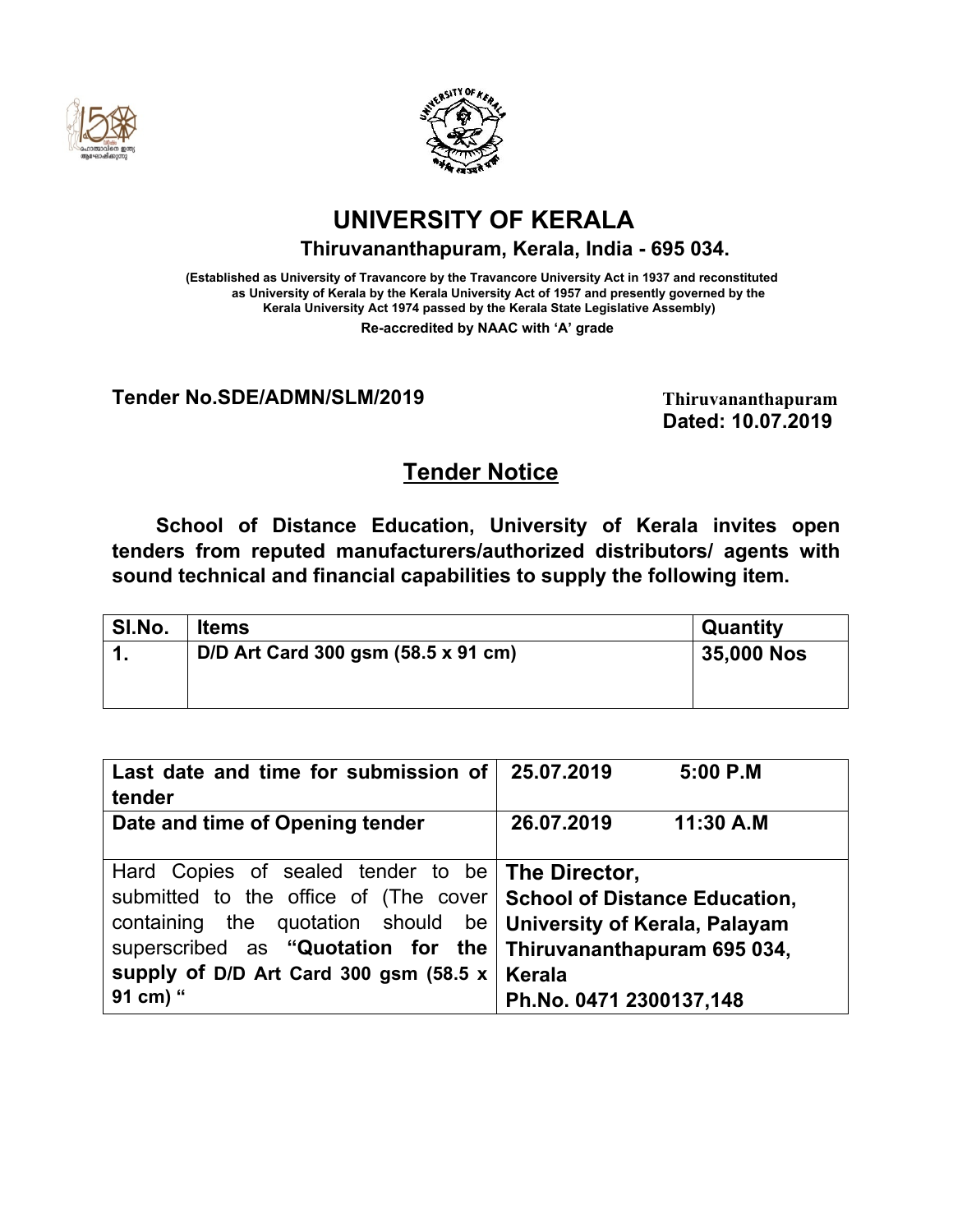# UNIVERSITY OF KERALA

**Thiruvananthapuram, Kerala, India - 695 034.**

**(Established as University of Travancore by the Travancore University Act in 1937 and reconstituted as University of Kerala by the Kerala University Act of 1957 and presently governed by the Kerala University Act 1974 passed by the Kerala State Legislative Assembly)**

**Re-accredited by NAAC with 'A' grade**

**Tender No.SDE/ADMN/SLM/2019**

**Thiruvananthapuram**
**Dated: 10.07.2019**

## Tender Notice

**School of Distance Education, University of Kerala invites open tenders from reputed manufacturers/authorized distributors/ agents with sound technical and financial capabilities to supply the following item.**

| Sl.No. | Items | Quantity |
|---|---|---|
| 1. | D/D Art Card 300 gsm (58.5 x 91 cm) | 35,000 Nos |

| | |
|---|---|
| **Last date and time for submission of tender** | **25.07.2019 5:00 P.M** |
| **Date and time of Opening tender** | **26.07.2019 11:30 A.M** |
| Hard Copies of sealed tender to be submitted to the office of (The cover containing the quotation should be superscribed as **"Quotation for the supply of D/D Art Card 300 gsm (58.5 x 91 cm) "** | **The Director, School of Distance Education, University of Kerala, Palayam Thiruvananthapuram 695 034, Kerala Ph.No. 0471 2300137,148** |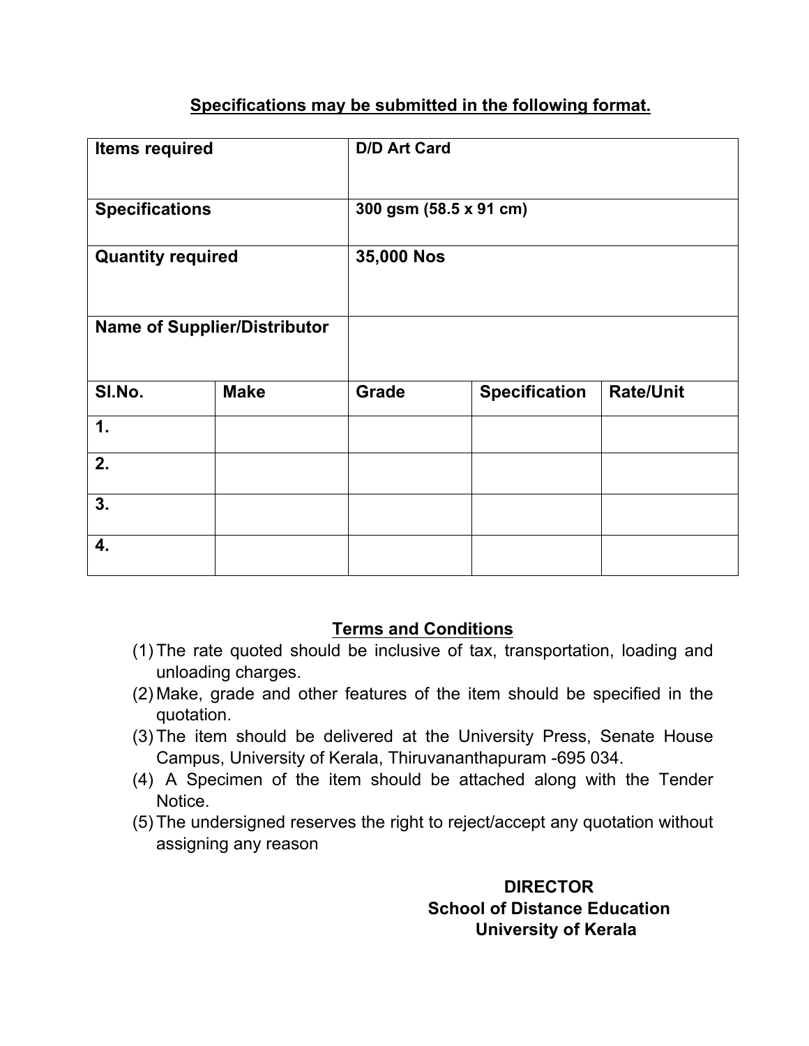## Specifications may be submitted in the following format.

| Items required | | D/D Art Card | | |
|---|---|---|---|---|
| Specifications | | 300 gsm (58.5 x 91 cm) | | |
| Quantity required | | 35,000 Nos | | |
| Name of Supplier/Distributor | | | | |
| **Sl.No.** | **Make** | **Grade** | **Specification** | **Rate/Unit** |
| 1. | | | | |
| 2. | | | | |
| 3. | | | | |
| 4. | | | | |

## Terms and Conditions

(1) The rate quoted should be inclusive of tax, transportation, loading and unloading charges.

(2) Make, grade and other features of the item should be specified in the quotation.

(3) The item should be delivered at the University Press, Senate House Campus, University of Kerala, Thiruvananthapuram -695 034.

(4) A Specimen of the item should be attached along with the Tender Notice.

(5) The undersigned reserves the right to reject/accept any quotation without assigning any reason

**DIRECTOR**
**School of Distance Education**
**University of Kerala**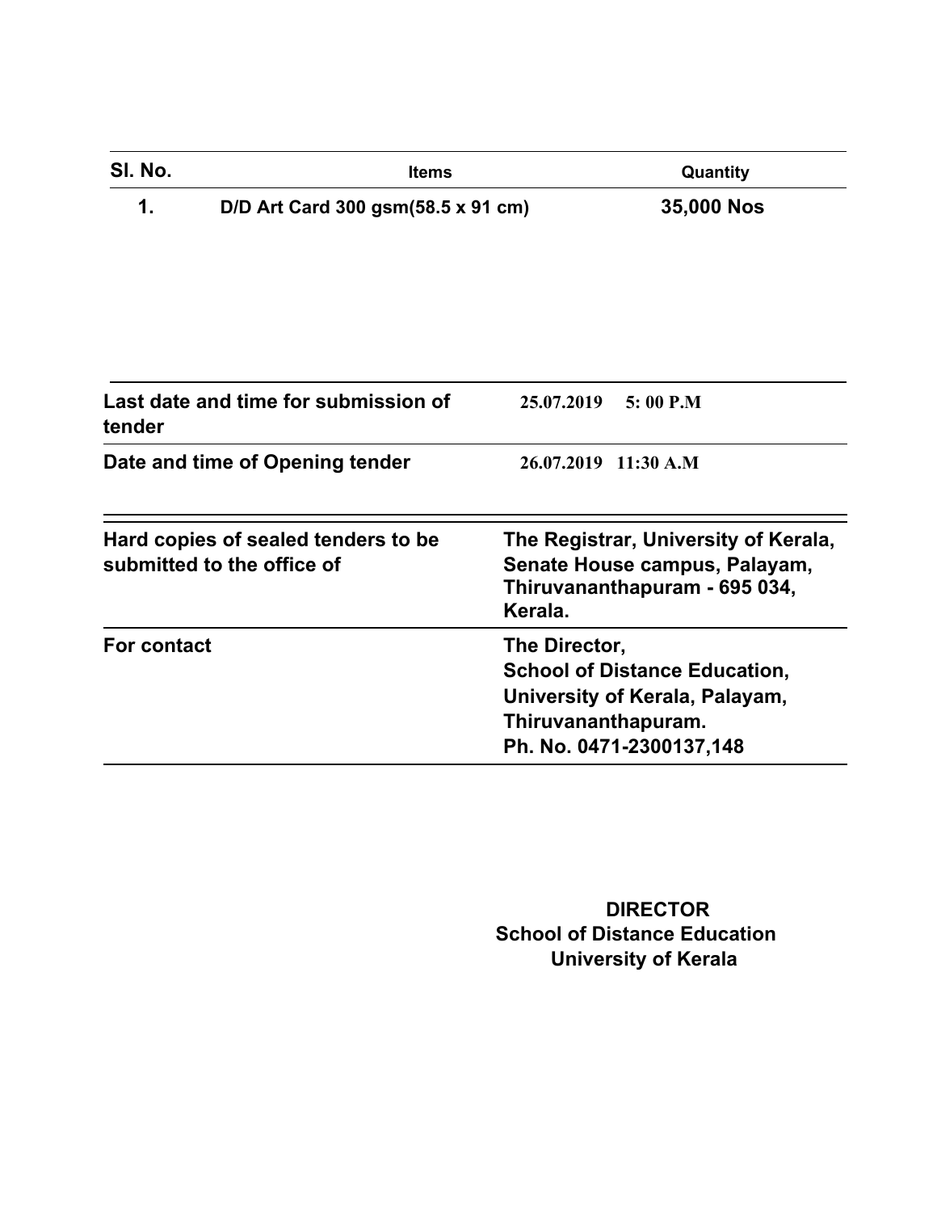| Sl. No. | Items | Quantity |
|---|---|---|
| 1. | D/D Art Card 300 gsm(58.5 x 91 cm) | 35,000 Nos |

| | |
|---|---|
| **Last date and time for submission of tender** | **25.07.2019 5: 00 P.M** |
| **Date and time of Opening tender** | **26.07.2019 11:30 A.M** |

| | |
|---|---|
| **Hard copies of sealed tenders to be submitted to the office of** | **The Registrar, University of Kerala, Senate House campus, Palayam, Thiruvananthapuram - 695 034, Kerala.** |
| **For contact** | **The Director, School of Distance Education, University of Kerala, Palayam, Thiruvananthapuram. Ph. No. 0471-2300137,148** |

**DIRECTOR**
**School of Distance Education**
**University of Kerala**